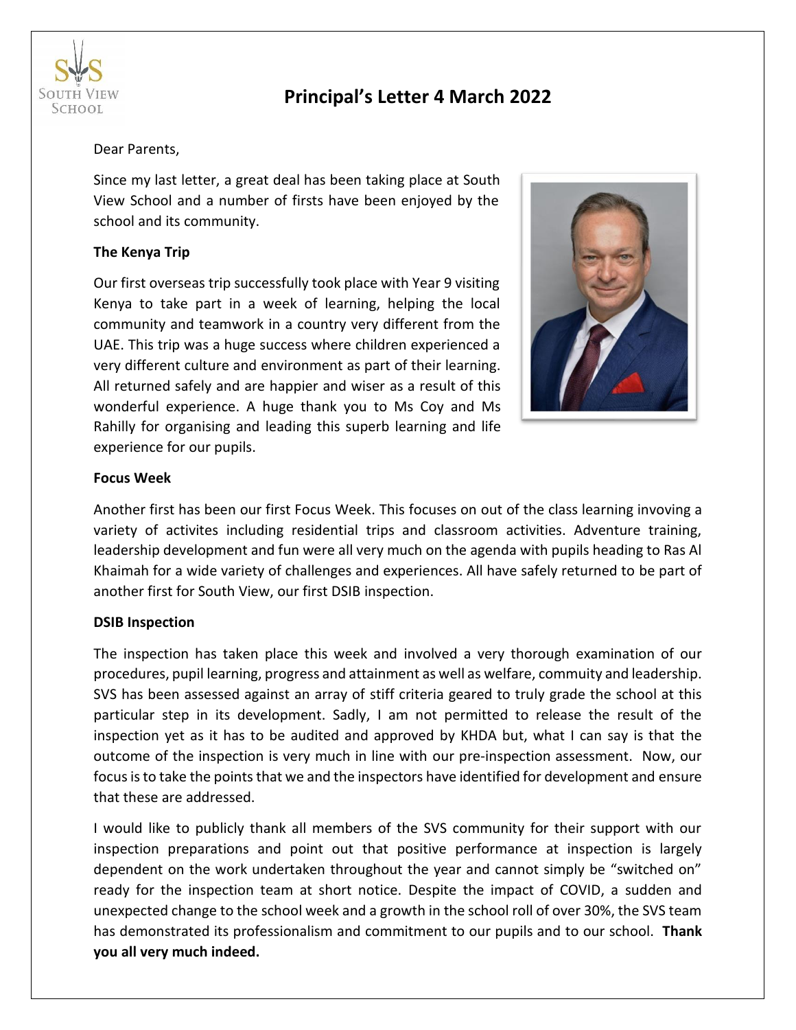# Principal's Letter 4 March 2022

Dear Parents,

Since my last letter, a great deal has been taking place at South View School and a number of firsts have been enjoyed by the school and its community.

**The Kenya Trip**

Our first overseas trip successfully took place with Year 9 visiting Kenya to take part in a week of learning, helping the local community and teamwork in a country very different from the UAE. This trip was a huge success where children experienced a very different culture and environment as part of their learning. All returned safely and are happier and wiser as a result of this wonderful experience. A huge thank you to Ms Coy and Ms Rahilly for organising and leading this superb learning and life experience for our pupils.

**Focus Week**

Another first has been our first Focus Week. This focuses on out of the class learning invoving a variety of activites including residential trips and classroom activities. Adventure training, leadership development and fun were all very much on the agenda with pupils heading to Ras Al Khaimah for a wide variety of challenges and experiences. All have safely returned to be part of another first for South View, our first DSIB inspection.

**DSIB Inspection**

The inspection has taken place this week and involved a very thorough examination of our procedures, pupil learning, progress and attainment as well as welfare, commuity and leadership. SVS has been assessed against an array of stiff criteria geared to truly grade the school at this particular step in its development. Sadly, I am not permitted to release the result of the inspection yet as it has to be audited and approved by KHDA but, what I can say is that the outcome of the inspection is very much in line with our pre-inspection assessment. Now, our focus is to take the points that we and the inspectors have identified for development and ensure that these are addressed.

I would like to publicly thank all members of the SVS community for their support with our inspection preparations and point out that positive performance at inspection is largely dependent on the work undertaken throughout the year and cannot simply be "switched on" ready for the inspection team at short notice. Despite the impact of COVID, a sudden and unexpected change to the school week and a growth in the school roll of over 30%, the SVS team has demonstrated its professionalism and commitment to our pupils and to our school. **Thank you all very much indeed.**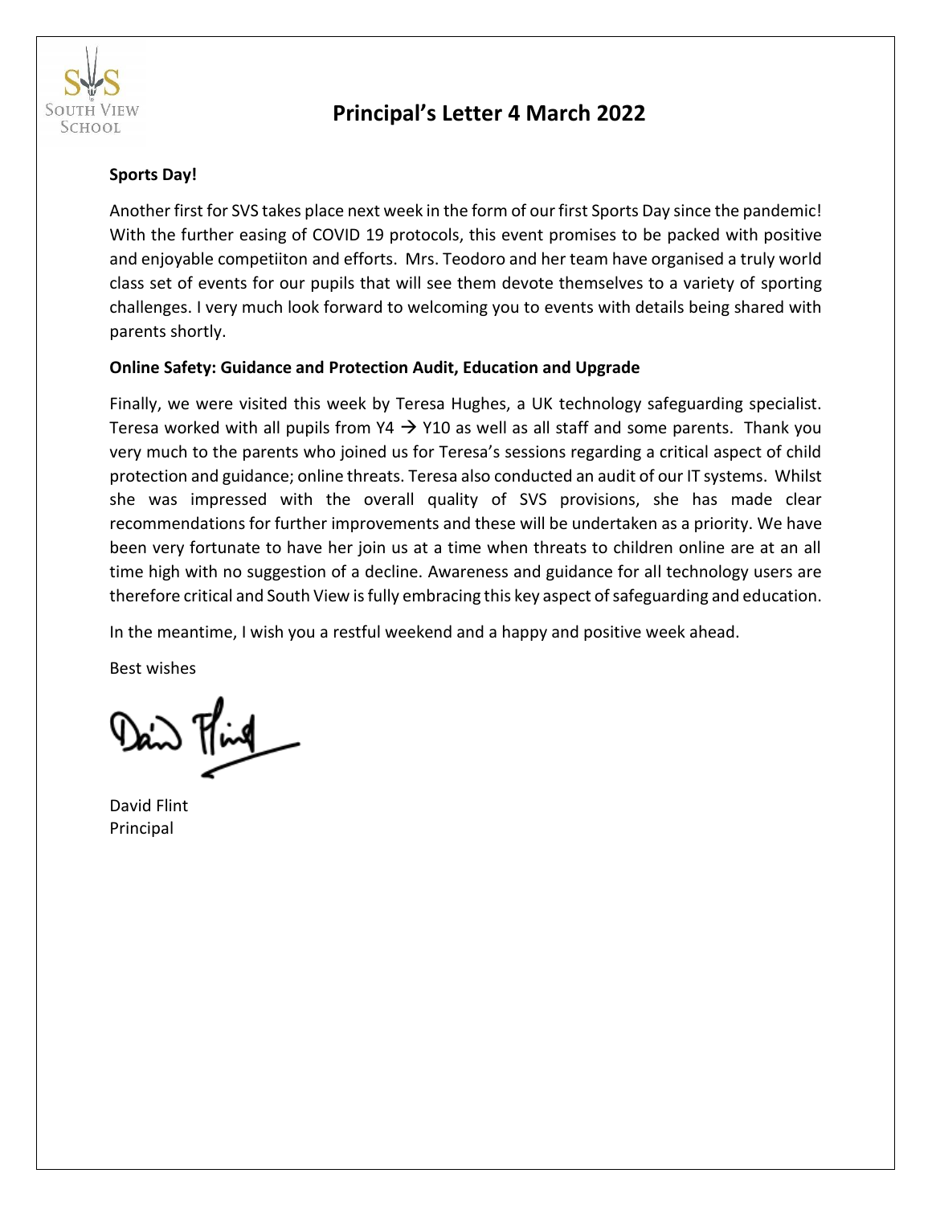# Principal's Letter 4 March 2022

**Sports Day!**

Another first for SVS takes place next week in the form of our first Sports Day since the pandemic! With the further easing of COVID 19 protocols, this event promises to be packed with positive and enjoyable competiiton and efforts. Mrs. Teodoro and her team have organised a truly world class set of events for our pupils that will see them devote themselves to a variety of sporting challenges. I very much look forward to welcoming you to events with details being shared with parents shortly.

**Online Safety: Guidance and Protection Audit, Education and Upgrade**

Finally, we were visited this week by Teresa Hughes, a UK technology safeguarding specialist. Teresa worked with all pupils from Y4 → Y10 as well as all staff and some parents. Thank you very much to the parents who joined us for Teresa's sessions regarding a critical aspect of child protection and guidance; online threats. Teresa also conducted an audit of our IT systems. Whilst she was impressed with the overall quality of SVS provisions, she has made clear recommendations for further improvements and these will be undertaken as a priority. We have been very fortunate to have her join us at a time when threats to children online are at an all time high with no suggestion of a decline. Awareness and guidance for all technology users are therefore critical and South View is fully embracing this key aspect of safeguarding and education.

In the meantime, I wish you a restful weekend and a happy and positive week ahead.

Best wishes

David Flint
Principal